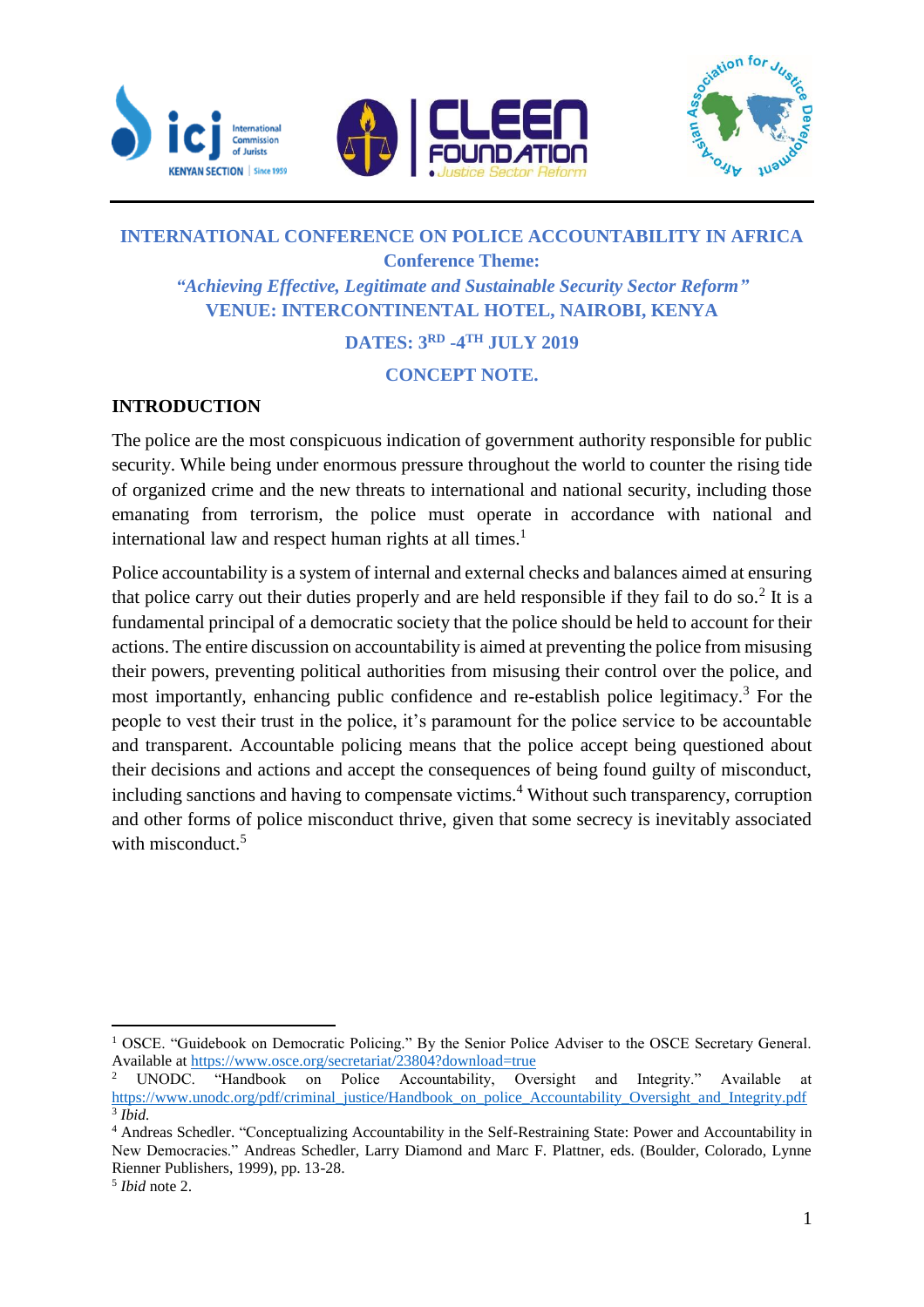**INTERNATIONAL CONFERENCE ON POLICE ACCOUNTABILITY IN AFRICA**

**Conference Theme:**

***"Achieving Effective, Legitimate and Sustainable Security Sector Reform"***

**VENUE: INTERCONTINENTAL HOTEL, NAIROBI, KENYA**

**DATES: 3RD -4TH JULY 2019**

**CONCEPT NOTE.**

## INTRODUCTION

The police are the most conspicuous indication of government authority responsible for public security. While being under enormous pressure throughout the world to counter the rising tide of organized crime and the new threats to international and national security, including those emanating from terrorism, the police must operate in accordance with national and international law and respect human rights at all times.[1]

Police accountability is a system of internal and external checks and balances aimed at ensuring that police carry out their duties properly and are held responsible if they fail to do so.[2] It is a fundamental principal of a democratic society that the police should be held to account for their actions. The entire discussion on accountability is aimed at preventing the police from misusing their powers, preventing political authorities from misusing their control over the police, and most importantly, enhancing public confidence and re-establish police legitimacy.[3] For the people to vest their trust in the police, it's paramount for the police service to be accountable and transparent. Accountable policing means that the police accept being questioned about their decisions and actions and accept the consequences of being found guilty of misconduct, including sanctions and having to compensate victims.[4] Without such transparency, corruption and other forms of police misconduct thrive, given that some secrecy is inevitably associated with misconduct.[5]

---

[1] OSCE. "Guidebook on Democratic Policing." By the Senior Police Adviser to the OSCE Secretary General. Available at https://www.osce.org/secretariat/23804?download=true

[2] UNODC. "Handbook on Police Accountability, Oversight and Integrity." Available at https://www.unodc.org/pdf/criminal_justice/Handbook_on_police_Accountability_Oversight_and_Integrity.pdf

[3] *Ibid.*

[4] Andreas Schedler. "Conceptualizing Accountability in the Self-Restraining State: Power and Accountability in New Democracies." Andreas Schedler, Larry Diamond and Marc F. Plattner, eds. (Boulder, Colorado, Lynne Rienner Publishers, 1999), pp. 13-28.

[5] *Ibid* note 2.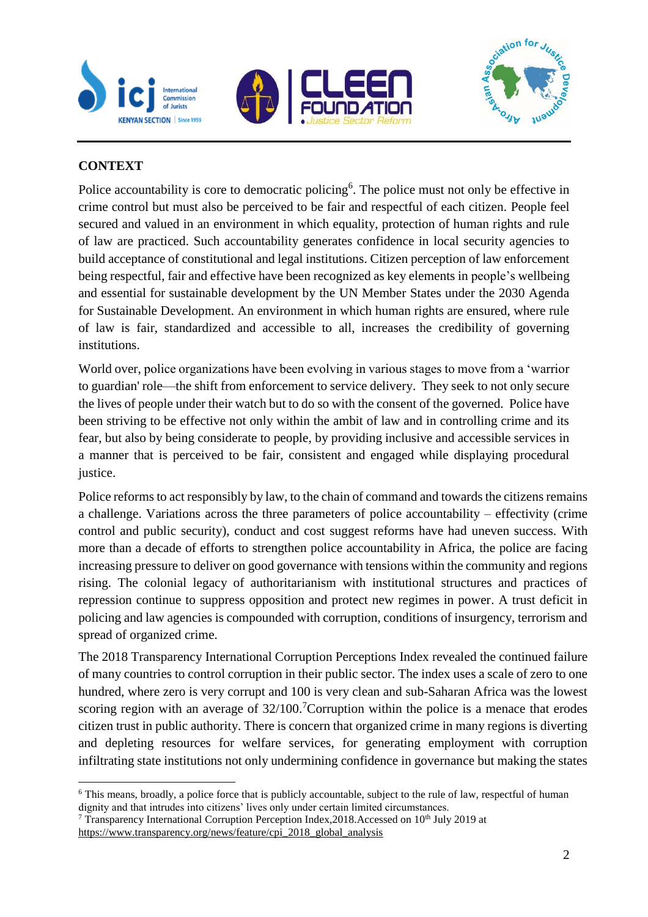## CONTEXT

Police accountability is core to democratic policing[6]. The police must not only be effective in crime control but must also be perceived to be fair and respectful of each citizen. People feel secured and valued in an environment in which equality, protection of human rights and rule of law are practiced. Such accountability generates confidence in local security agencies to build acceptance of constitutional and legal institutions. Citizen perception of law enforcement being respectful, fair and effective have been recognized as key elements in people's wellbeing and essential for sustainable development by the UN Member States under the 2030 Agenda for Sustainable Development. An environment in which human rights are ensured, where rule of law is fair, standardized and accessible to all, increases the credibility of governing institutions.

World over, police organizations have been evolving in various stages to move from a 'warrior to guardian' role—the shift from enforcement to service delivery. They seek to not only secure the lives of people under their watch but to do so with the consent of the governed. Police have been striving to be effective not only within the ambit of law and in controlling crime and its fear, but also by being considerate to people, by providing inclusive and accessible services in a manner that is perceived to be fair, consistent and engaged while displaying procedural justice.

Police reforms to act responsibly by law, to the chain of command and towards the citizens remains a challenge. Variations across the three parameters of police accountability – effectivity (crime control and public security), conduct and cost suggest reforms have had uneven success. With more than a decade of efforts to strengthen police accountability in Africa, the police are facing increasing pressure to deliver on good governance with tensions within the community and regions rising. The colonial legacy of authoritarianism with institutional structures and practices of repression continue to suppress opposition and protect new regimes in power. A trust deficit in policing and law agencies is compounded with corruption, conditions of insurgency, terrorism and spread of organized crime.

The 2018 Transparency International Corruption Perceptions Index revealed the continued failure of many countries to control corruption in their public sector. The index uses a scale of zero to one hundred, where zero is very corrupt and 100 is very clean and sub-Saharan Africa was the lowest scoring region with an average of 32/100.[7]Corruption within the police is a menace that erodes citizen trust in public authority. There is concern that organized crime in many regions is diverting and depleting resources for welfare services, for generating employment with corruption infiltrating state institutions not only undermining confidence in governance but making the states

---

[6] This means, broadly, a police force that is publicly accountable, subject to the rule of law, respectful of human dignity and that intrudes into citizens' lives only under certain limited circumstances.

[7] Transparency International Corruption Perception Index,2018.Accessed on 10th July 2019 at https://www.transparency.org/news/feature/cpi_2018_global_analysis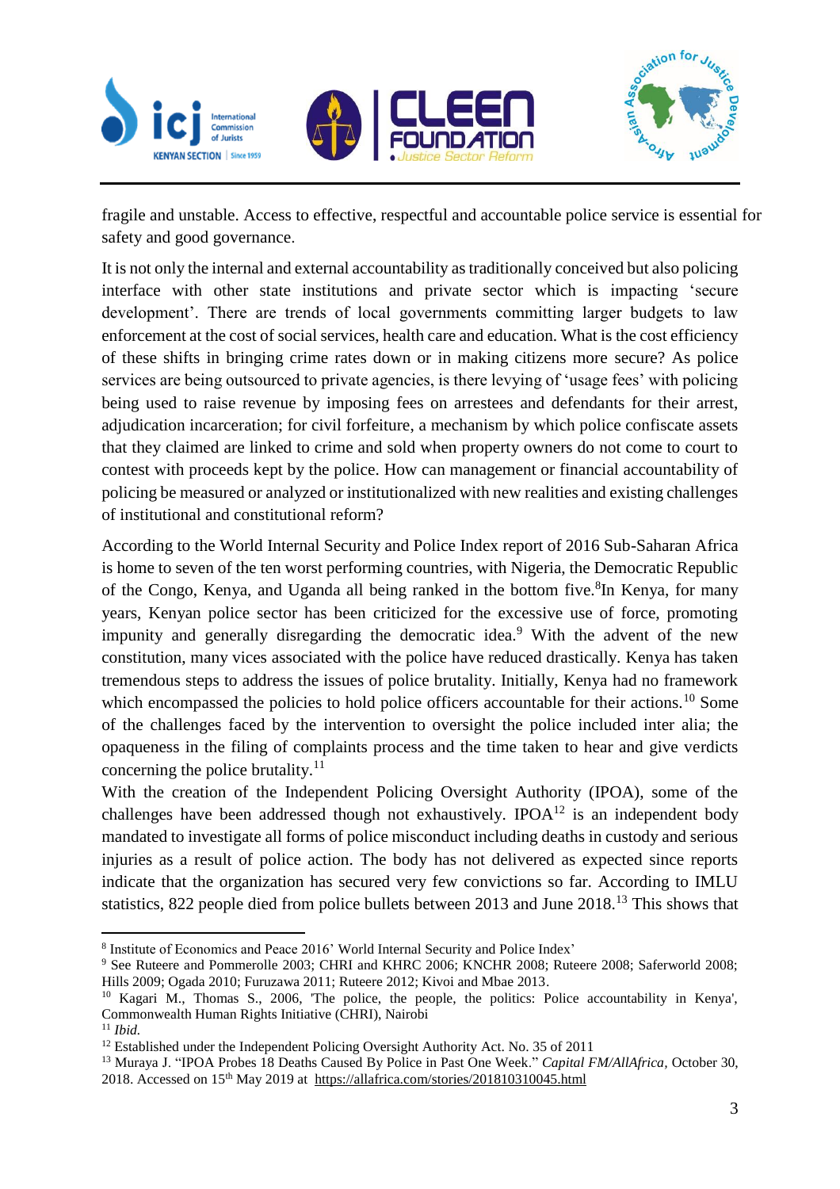fragile and unstable. Access to effective, respectful and accountable police service is essential for safety and good governance.

It is not only the internal and external accountability as traditionally conceived but also policing interface with other state institutions and private sector which is impacting 'secure development'. There are trends of local governments committing larger budgets to law enforcement at the cost of social services, health care and education. What is the cost efficiency of these shifts in bringing crime rates down or in making citizens more secure? As police services are being outsourced to private agencies, is there levying of 'usage fees' with policing being used to raise revenue by imposing fees on arrestees and defendants for their arrest, adjudication incarceration; for civil forfeiture, a mechanism by which police confiscate assets that they claimed are linked to crime and sold when property owners do not come to court to contest with proceeds kept by the police. How can management or financial accountability of policing be measured or analyzed or institutionalized with new realities and existing challenges of institutional and constitutional reform?

According to the World Internal Security and Police Index report of 2016 Sub-Saharan Africa is home to seven of the ten worst performing countries, with Nigeria, the Democratic Republic of the Congo, Kenya, and Uganda all being ranked in the bottom five.[8]In Kenya, for many years, Kenyan police sector has been criticized for the excessive use of force, promoting impunity and generally disregarding the democratic idea.[9] With the advent of the new constitution, many vices associated with the police have reduced drastically. Kenya has taken tremendous steps to address the issues of police brutality. Initially, Kenya had no framework which encompassed the policies to hold police officers accountable for their actions.[10] Some of the challenges faced by the intervention to oversight the police included inter alia; the opaqueness in the filing of complaints process and the time taken to hear and give verdicts concerning the police brutality.[11]

With the creation of the Independent Policing Oversight Authority (IPOA), some of the challenges have been addressed though not exhaustively. IPOA[12] is an independent body mandated to investigate all forms of police misconduct including deaths in custody and serious injuries as a result of police action. The body has not delivered as expected since reports indicate that the organization has secured very few convictions so far. According to IMLU statistics, 822 people died from police bullets between 2013 and June 2018.[13] This shows that

---

[8] Institute of Economics and Peace 2016' World Internal Security and Police Index'

[9] See Ruteere and Pommerolle 2003; CHRI and KHRC 2006; KNCHR 2008; Ruteere 2008; Saferworld 2008; Hills 2009; Ogada 2010; Furuzawa 2011; Ruteere 2012; Kivoi and Mbae 2013.

[10] Kagari M., Thomas S., 2006, 'The police, the people, the politics: Police accountability in Kenya', Commonwealth Human Rights Initiative (CHRI), Nairobi

[11] *Ibid.*

[12] Established under the Independent Policing Oversight Authority Act. No. 35 of 2011

[13] Muraya J. "IPOA Probes 18 Deaths Caused By Police in Past One Week." *Capital FM/AllAfrica*, October 30, 2018. Accessed on 15th May 2019 at https://allafrica.com/stories/201810310045.html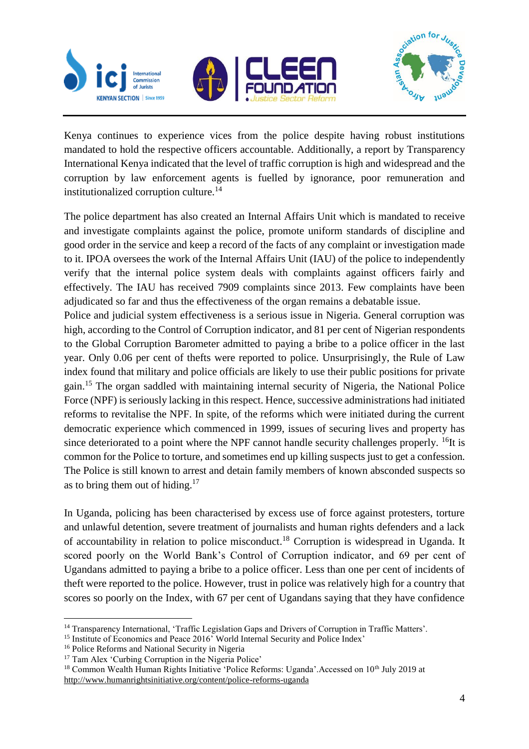Kenya continues to experience vices from the police despite having robust institutions mandated to hold the respective officers accountable. Additionally, a report by Transparency International Kenya indicated that the level of traffic corruption is high and widespread and the corruption by law enforcement agents is fuelled by ignorance, poor remuneration and institutionalized corruption culture.[14]

The police department has also created an Internal Affairs Unit which is mandated to receive and investigate complaints against the police, promote uniform standards of discipline and good order in the service and keep a record of the facts of any complaint or investigation made to it. IPOA oversees the work of the Internal Affairs Unit (IAU) of the police to independently verify that the internal police system deals with complaints against officers fairly and effectively. The IAU has received 7909 complaints since 2013. Few complaints have been adjudicated so far and thus the effectiveness of the organ remains a debatable issue.

Police and judicial system effectiveness is a serious issue in Nigeria. General corruption was high, according to the Control of Corruption indicator, and 81 per cent of Nigerian respondents to the Global Corruption Barometer admitted to paying a bribe to a police officer in the last year. Only 0.06 per cent of thefts were reported to police. Unsurprisingly, the Rule of Law index found that military and police officials are likely to use their public positions for private gain.[15] The organ saddled with maintaining internal security of Nigeria, the National Police Force (NPF) is seriously lacking in this respect. Hence, successive administrations had initiated reforms to revitalise the NPF. In spite, of the reforms which were initiated during the current democratic experience which commenced in 1999, issues of securing lives and property has since deteriorated to a point where the NPF cannot handle security challenges properly. [16]It is common for the Police to torture, and sometimes end up killing suspects just to get a confession. The Police is still known to arrest and detain family members of known absconded suspects so as to bring them out of hiding.[17]

In Uganda, policing has been characterised by excess use of force against protesters, torture and unlawful detention, severe treatment of journalists and human rights defenders and a lack of accountability in relation to police misconduct.[18] Corruption is widespread in Uganda. It scored poorly on the World Bank's Control of Corruption indicator, and 69 per cent of Ugandans admitted to paying a bribe to a police officer. Less than one per cent of incidents of theft were reported to the police. However, trust in police was relatively high for a country that scores so poorly on the Index, with 67 per cent of Ugandans saying that they have confidence

---

[14] Transparency International, 'Traffic Legislation Gaps and Drivers of Corruption in Traffic Matters'.
[15] Institute of Economics and Peace 2016' World Internal Security and Police Index'
[16] Police Reforms and National Security in Nigeria
[17] Tam Alex 'Curbing Corruption in the Nigeria Police'
[18] Common Wealth Human Rights Initiative 'Police Reforms: Uganda'.Accessed on 10th July 2019 at http://www.humanrightsinitiative.org/content/police-reforms-uganda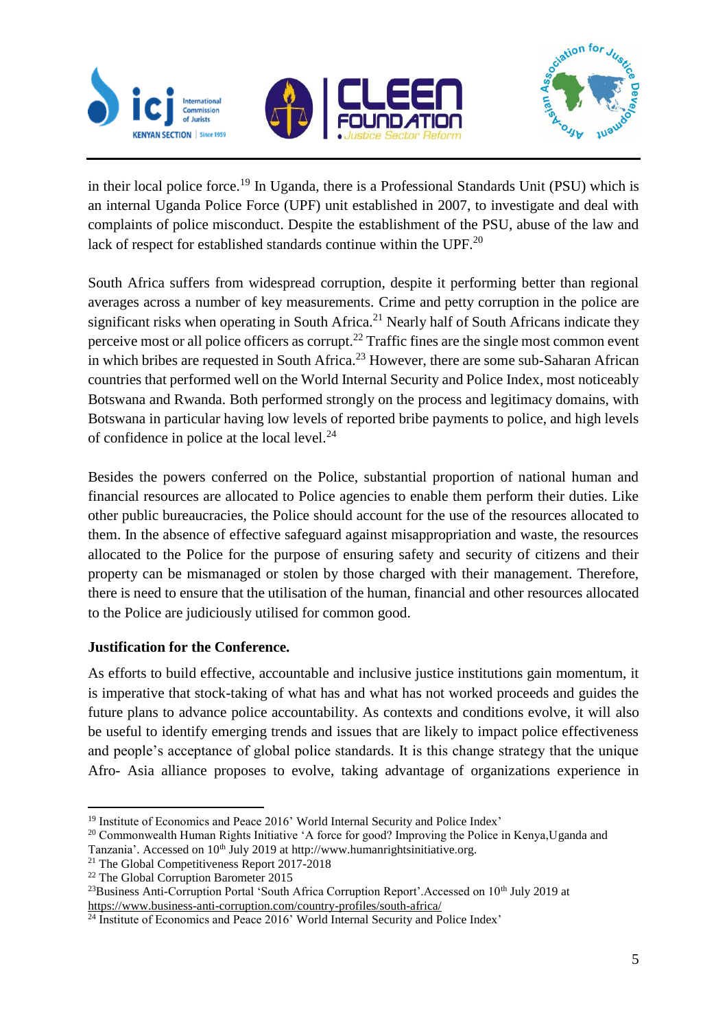in their local police force.[19] In Uganda, there is a Professional Standards Unit (PSU) which is an internal Uganda Police Force (UPF) unit established in 2007, to investigate and deal with complaints of police misconduct. Despite the establishment of the PSU, abuse of the law and lack of respect for established standards continue within the UPF.[20]

South Africa suffers from widespread corruption, despite it performing better than regional averages across a number of key measurements. Crime and petty corruption in the police are significant risks when operating in South Africa.[21] Nearly half of South Africans indicate they perceive most or all police officers as corrupt.[22] Traffic fines are the single most common event in which bribes are requested in South Africa.[23] However, there are some sub-Saharan African countries that performed well on the World Internal Security and Police Index, most noticeably Botswana and Rwanda. Both performed strongly on the process and legitimacy domains, with Botswana in particular having low levels of reported bribe payments to police, and high levels of confidence in police at the local level.[24]

Besides the powers conferred on the Police, substantial proportion of national human and financial resources are allocated to Police agencies to enable them perform their duties. Like other public bureaucracies, the Police should account for the use of the resources allocated to them. In the absence of effective safeguard against misappropriation and waste, the resources allocated to the Police for the purpose of ensuring safety and security of citizens and their property can be mismanaged or stolen by those charged with their management. Therefore, there is need to ensure that the utilisation of the human, financial and other resources allocated to the Police are judiciously utilised for common good.

**Justification for the Conference.**

As efforts to build effective, accountable and inclusive justice institutions gain momentum, it is imperative that stock-taking of what has and what has not worked proceeds and guides the future plans to advance police accountability. As contexts and conditions evolve, it will also be useful to identify emerging trends and issues that are likely to impact police effectiveness and people's acceptance of global police standards. It is this change strategy that the unique Afro- Asia alliance proposes to evolve, taking advantage of organizations experience in

---

[19] Institute of Economics and Peace 2016' World Internal Security and Police Index'

[20] Commonwealth Human Rights Initiative 'A force for good? Improving the Police in Kenya,Uganda and Tanzania'. Accessed on 10th July 2019 at http://www.humanrightsinitiative.org.

[21] The Global Competitiveness Report 2017-2018

[22] The Global Corruption Barometer 2015

[23] Business Anti-Corruption Portal 'South Africa Corruption Report'.Accessed on 10th July 2019 at https://www.business-anti-corruption.com/country-profiles/south-africa/

[24] Institute of Economics and Peace 2016' World Internal Security and Police Index'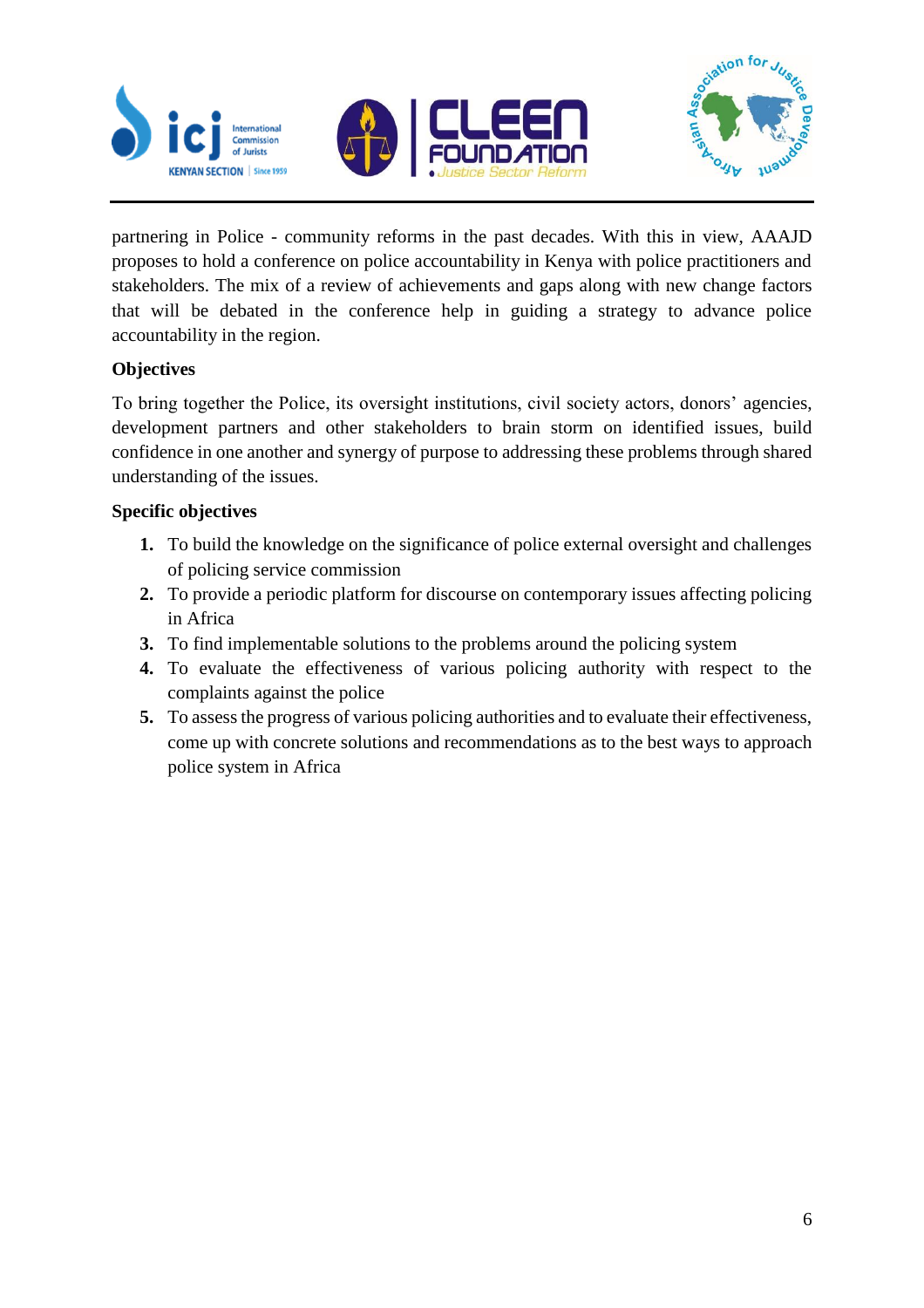partnering in Police - community reforms in the past decades. With this in view, AAAJD proposes to hold a conference on police accountability in Kenya with police practitioners and stakeholders. The mix of a review of achievements and gaps along with new change factors that will be debated in the conference help in guiding a strategy to advance police accountability in the region.

**Objectives**

To bring together the Police, its oversight institutions, civil society actors, donors' agencies, development partners and other stakeholders to brain storm on identified issues, build confidence in one another and synergy of purpose to addressing these problems through shared understanding of the issues.

**Specific objectives**

1. To build the knowledge on the significance of police external oversight and challenges of policing service commission
2. To provide a periodic platform for discourse on contemporary issues affecting policing in Africa
3. To find implementable solutions to the problems around the policing system
4. To evaluate the effectiveness of various policing authority with respect to the complaints against the police
5. To assess the progress of various policing authorities and to evaluate their effectiveness, come up with concrete solutions and recommendations as to the best ways to approach police system in Africa